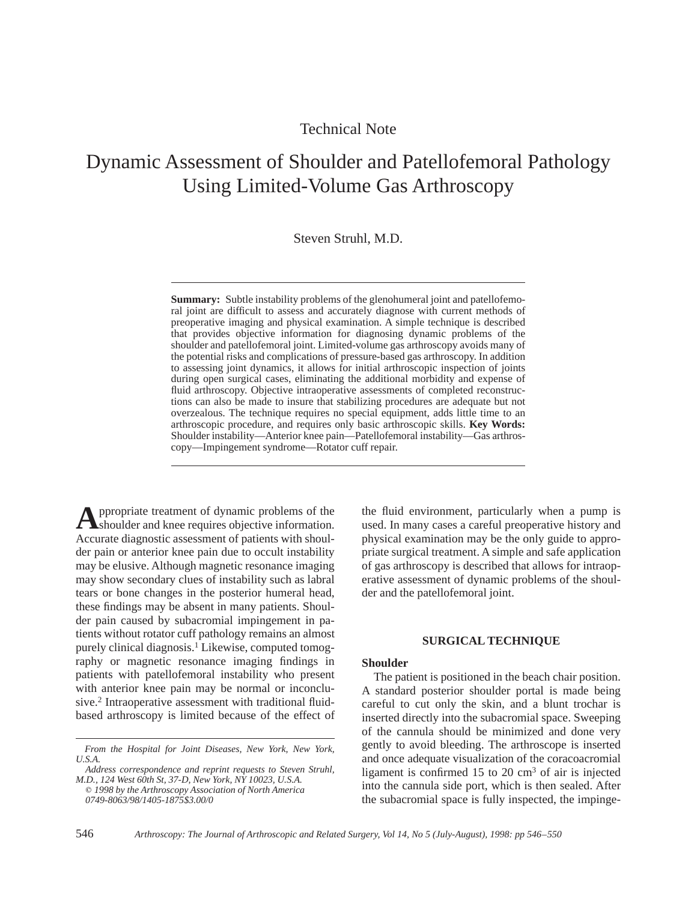Technical Note

# Dynamic Assessment of Shoulder and Patellofemoral Pathology Using Limited-Volume Gas Arthroscopy

Steven Struhl, M.D.

**Summary:** Subtle instability problems of the glenohumeral joint and patellofemoral joint are difficult to assess and accurately diagnose with current methods of preoperative imaging and physical examination. A simple technique is described that provides objective information for diagnosing dynamic problems of the shoulder and patellofemoral joint. Limited-volume gas arthroscopy avoids many of the potential risks and complications of pressure-based gas arthroscopy. In addition to assessing joint dynamics, it allows for initial arthroscopic inspection of joints during open surgical cases, eliminating the additional morbidity and expense of fluid arthroscopy. Objective intraoperative assessments of completed reconstructions can also be made to insure that stabilizing procedures are adequate but not overzealous. The technique requires no special equipment, adds little time to an arthroscopic procedure, and requires only basic arthroscopic skills. **Key Words:** Shoulder instability—Anterior knee pain—Patellofemoral instability—Gas arthroscopy—Impingement syndrome—Rotator cuff repair.

Appropriate treatment of dynamic problems of the shoulder and knee requires objective information. Accurate diagnostic assessment of patients with shoulder pain or anterior knee pain due to occult instability may be elusive. Although magnetic resonance imaging may show secondary clues of instability such as labral tears or bone changes in the posterior humeral head, these findings may be absent in many patients. Shoulder pain caused by subacromial impingement in patients without rotator cuff pathology remains an almost purely clinical diagnosis.[1] Likewise, computed tomography or magnetic resonance imaging findings in patients with patellofemoral instability who present with anterior knee pain may be normal or inconclusive.[2] Intraoperative assessment with traditional fluid-based arthroscopy is limited because of the effect of the fluid environment, particularly when a pump is used. In many cases a careful preoperative history and physical examination may be the only guide to appropriate surgical treatment. A simple and safe application of gas arthroscopy is described that allows for intraoperative assessment of dynamic problems of the shoulder and the patellofemoral joint.

## SURGICAL TECHNIQUE

### Shoulder

The patient is positioned in the beach chair position. A standard posterior shoulder portal is made being careful to cut only the skin, and a blunt trochar is inserted directly into the subacromial space. Sweeping of the cannula should be minimized and done very gently to avoid bleeding. The arthroscope is inserted and once adequate visualization of the coracoacromial ligament is confirmed 15 to 20 cm$^3$ of air is injected into the cannula side port, which is then sealed. After the subacromial space is fully inspected, the impinge-

*From the Hospital for Joint Diseases, New York, New York, U.S.A.*

*Address correspondence and reprint requests to Steven Struhl, M.D., 124 West 60th St, 37-D, New York, NY 10023, U.S.A.*

*© 1998 by the Arthroscopy Association of North America*

*0749-8063/98/1405-1875$3.00/0*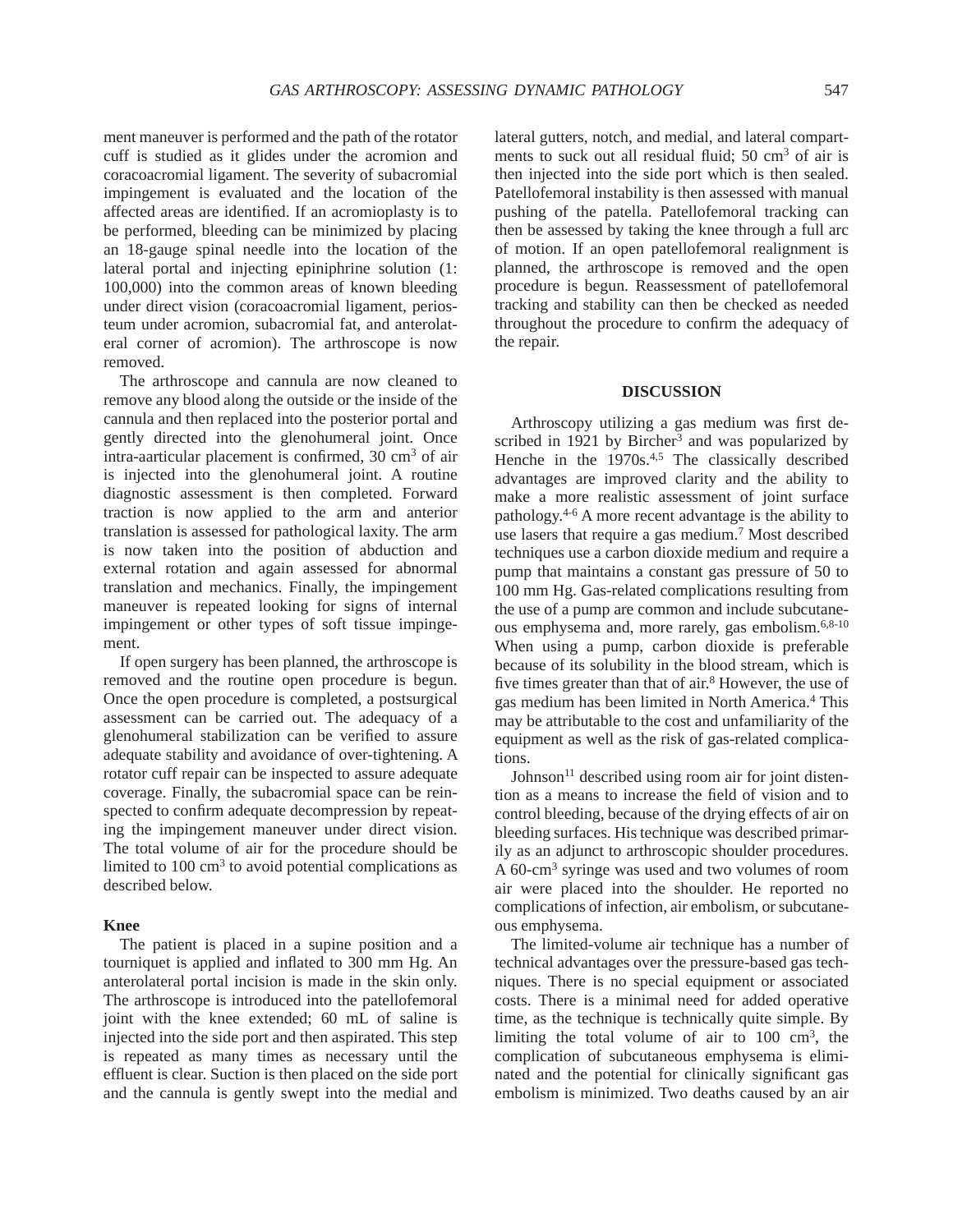ment maneuver is performed and the path of the rotator cuff is studied as it glides under the acromion and coracoacromial ligament. The severity of subacromial impingement is evaluated and the location of the affected areas are identified. If an acromioplasty is to be performed, bleeding can be minimized by placing an 18-gauge spinal needle into the location of the lateral portal and injecting epiniphrine solution (1: 100,000) into the common areas of known bleeding under direct vision (coracoacromial ligament, periosteum under acromion, subacromial fat, and anterolateral corner of acromion). The arthroscope is now removed.

The arthroscope and cannula are now cleaned to remove any blood along the outside or the inside of the cannula and then replaced into the posterior portal and gently directed into the glenohumeral joint. Once intra-aarticular placement is confirmed, 30 $cm^3$ of air is injected into the glenohumeral joint. A routine diagnostic assessment is then completed. Forward traction is now applied to the arm and anterior translation is assessed for pathological laxity. The arm is now taken into the position of abduction and external rotation and again assessed for abnormal translation and mechanics. Finally, the impingement maneuver is repeated looking for signs of internal impingement or other types of soft tissue impingement.

If open surgery has been planned, the arthroscope is removed and the routine open procedure is begun. Once the open procedure is completed, a postsurgical assessment can be carried out. The adequacy of a glenohumeral stabilization can be verified to assure adequate stability and avoidance of over-tightening. A rotator cuff repair can be inspected to assure adequate coverage. Finally, the subacromial space can be reinspected to confirm adequate decompression by repeating the impingement maneuver under direct vision. The total volume of air for the procedure should be limited to 100 $cm^3$ to avoid potential complications as described below.

### Knee

The patient is placed in a supine position and a tourniquet is applied and inflated to 300 mm Hg. An anterolateral portal incision is made in the skin only. The arthroscope is introduced into the patellofemoral joint with the knee extended; 60 mL of saline is injected into the side port and then aspirated. This step is repeated as many times as necessary until the effluent is clear. Suction is then placed on the side port and the cannula is gently swept into the medial and lateral gutters, notch, and medial, and lateral compartments to suck out all residual fluid; 50 $cm^3$ of air is then injected into the side port which is then sealed. Patellofemoral instability is then assessed with manual pushing of the patella. Patellofemoral tracking can then be assessed by taking the knee through a full arc of motion. If an open patellofemoral realignment is planned, the arthroscope is removed and the open procedure is begun. Reassessment of patellofemoral tracking and stability can then be checked as needed throughout the procedure to confirm the adequacy of the repair.

## DISCUSSION

Arthroscopy utilizing a gas medium was first described in 1921 by Bircher[3] and was popularized by Henche in the 1970s.[4,5] The classically described advantages are improved clarity and the ability to make a more realistic assessment of joint surface pathology.[4-6] A more recent advantage is the ability to use lasers that require a gas medium.[7] Most described techniques use a carbon dioxide medium and require a pump that maintains a constant gas pressure of 50 to 100 mm Hg. Gas-related complications resulting from the use of a pump are common and include subcutaneous emphysema and, more rarely, gas embolism.[6,8-10] When using a pump, carbon dioxide is preferable because of its solubility in the blood stream, which is five times greater than that of air.[8] However, the use of gas medium has been limited in North America.[4] This may be attributable to the cost and unfamiliarity of the equipment as well as the risk of gas-related complications.

Johnson[11] described using room air for joint distention as a means to increase the field of vision and to control bleeding, because of the drying effects of air on bleeding surfaces. His technique was described primarily as an adjunct to arthroscopic shoulder procedures. A 60-$cm^3$ syringe was used and two volumes of room air were placed into the shoulder. He reported no complications of infection, air embolism, or subcutaneous emphysema.

The limited-volume air technique has a number of technical advantages over the pressure-based gas techniques. There is no special equipment or associated costs. There is a minimal need for added operative time, as the technique is technically quite simple. By limiting the total volume of air to 100 $cm^3$, the complication of subcutaneous emphysema is eliminated and the potential for clinically significant gas embolism is minimized. Two deaths caused by an air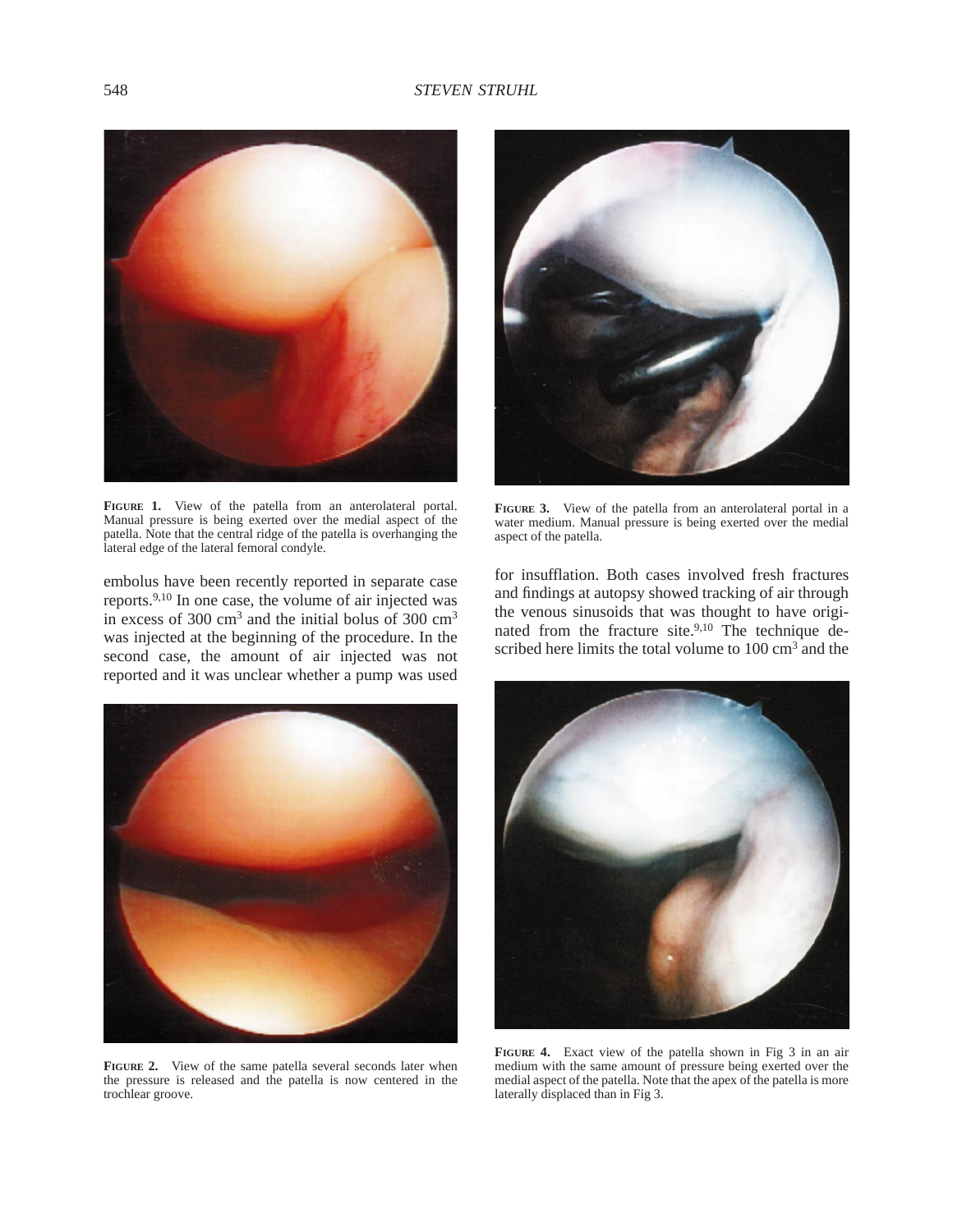**FIGURE 1.** View of the patella from an anterolateral portal. Manual pressure is being exerted over the medial aspect of the patella. Note that the central ridge of the patella is overhanging the lateral edge of the lateral femoral condyle.

**FIGURE 2.** View of the same patella several seconds later when the pressure is released and the patella is now centered in the trochlear groove.

**FIGURE 3.** View of the patella from an anterolateral portal in a water medium. Manual pressure is being exerted over the medial aspect of the patella.

**FIGURE 4.** Exact view of the patella shown in Fig 3 in an air medium with the same amount of pressure being exerted over the medial aspect of the patella. Note that the apex of the patella is more laterally displaced than in Fig 3.

embolus have been recently reported in separate case reports.[9,10] In one case, the volume of air injected was in excess of 300 $cm^3$ and the initial bolus of 300 $cm^3$ was injected at the beginning of the procedure. In the second case, the amount of air injected was not reported and it was unclear whether a pump was used for insufflation. Both cases involved fresh fractures and findings at autopsy showed tracking of air through the venous sinusoids that was thought to have originated from the fracture site.[9,10] The technique described here limits the total volume to 100 $cm^3$ and the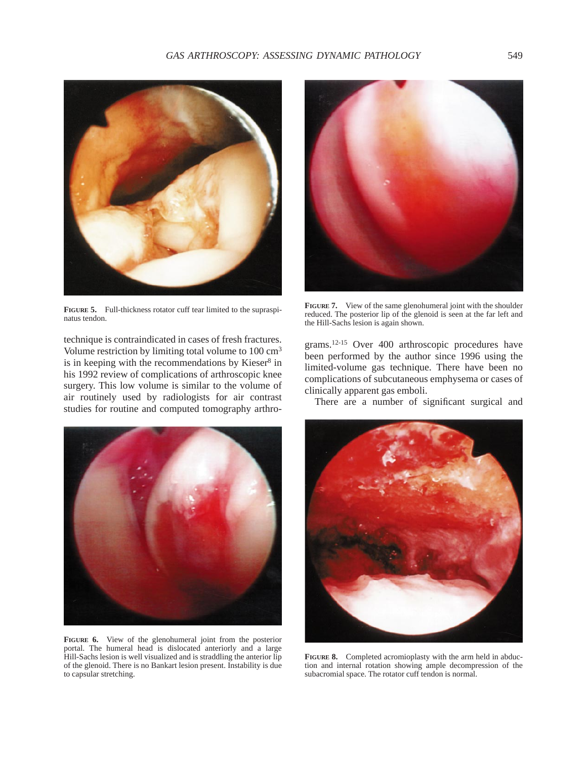**FIGURE 5.** Full-thickness rotator cuff tear limited to the supraspinatus tendon.

**FIGURE 7.** View of the same glenohumeral joint with the shoulder reduced. The posterior lip of the glenoid is seen at the far left and the Hill-Sachs lesion is again shown.

technique is contraindicated in cases of fresh fractures. Volume restriction by limiting total volume to 100 $cm^3$ is in keeping with the recommendations by Kieser[8] in his 1992 review of complications of arthroscopic knee surgery. This low volume is similar to the volume of air routinely used by radiologists for air contrast studies for routine and computed tomography arthrograms.[12-15] Over 400 arthroscopic procedures have been performed by the author since 1996 using the limited-volume gas technique. There have been no complications of subcutaneous emphysema or cases of clinically apparent gas emboli.

There are a number of significant surgical and

**FIGURE 6.** View of the glenohumeral joint from the posterior portal. The humeral head is dislocated anteriorly and a large Hill-Sachs lesion is well visualized and is straddling the anterior lip of the glenoid. There is no Bankart lesion present. Instability is due to capsular stretching.

**FIGURE 8.** Completed acromioplasty with the arm held in abduction and internal rotation showing ample decompression of the subacromial space. The rotator cuff tendon is normal.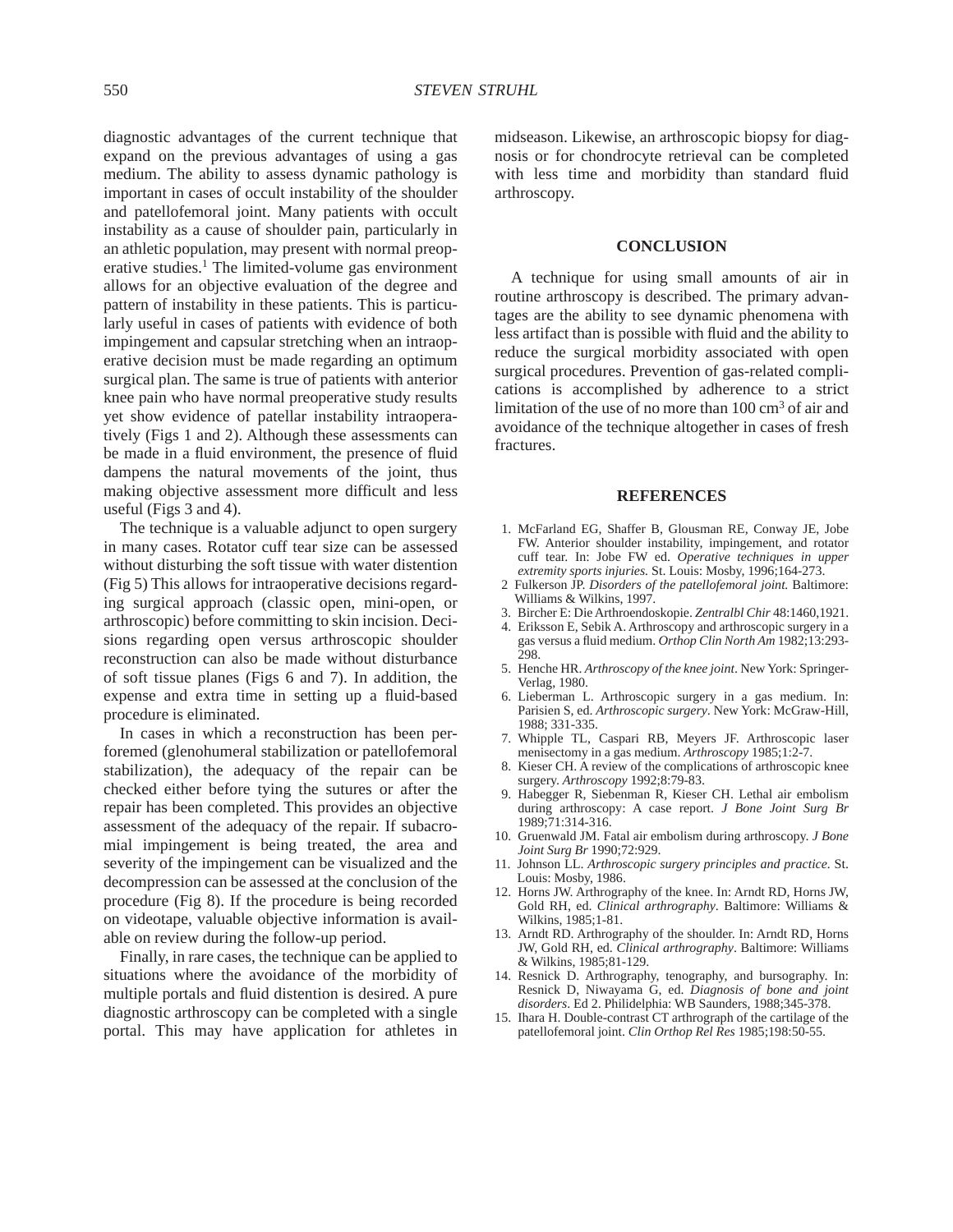diagnostic advantages of the current technique that expand on the previous advantages of using a gas medium. The ability to assess dynamic pathology is important in cases of occult instability of the shoulder and patellofemoral joint. Many patients with occult instability as a cause of shoulder pain, particularly in an athletic population, may present with normal preoperative studies.[1] The limited-volume gas environment allows for an objective evaluation of the degree and pattern of instability in these patients. This is particularly useful in cases of patients with evidence of both impingement and capsular stretching when an intraoperative decision must be made regarding an optimum surgical plan. The same is true of patients with anterior knee pain who have normal preoperative study results yet show evidence of patellar instability intraoperatively (Figs 1 and 2). Although these assessments can be made in a fluid environment, the presence of fluid dampens the natural movements of the joint, thus making objective assessment more difficult and less useful (Figs 3 and 4).

The technique is a valuable adjunct to open surgery in many cases. Rotator cuff tear size can be assessed without disturbing the soft tissue with water distention (Fig 5) This allows for intraoperative decisions regarding surgical approach (classic open, mini-open, or arthroscopic) before committing to skin incision. Decisions regarding open versus arthroscopic shoulder reconstruction can also be made without disturbance of soft tissue planes (Figs 6 and 7). In addition, the expense and extra time in setting up a fluid-based procedure is eliminated.

In cases in which a reconstruction has been perforemed (glenohumeral stabilization or patellofemoral stabilization), the adequacy of the repair can be checked either before tying the sutures or after the repair has been completed. This provides an objective assessment of the adequacy of the repair. If subacromial impingement is being treated, the area and severity of the impingement can be visualized and the decompression can be assessed at the conclusion of the procedure (Fig 8). If the procedure is being recorded on videotape, valuable objective information is available on review during the follow-up period.

Finally, in rare cases, the technique can be applied to situations where the avoidance of the morbidity of multiple portals and fluid distention is desired. A pure diagnostic arthroscopy can be completed with a single portal. This may have application for athletes in midseason. Likewise, an arthroscopic biopsy for diagnosis or for chondrocyte retrieval can be completed with less time and morbidity than standard fluid arthroscopy.

## CONCLUSION

A technique for using small amounts of air in routine arthroscopy is described. The primary advantages are the ability to see dynamic phenomena with less artifact than is possible with fluid and the ability to reduce the surgical morbidity associated with open surgical procedures. Prevention of gas-related complications is accomplished by adherence to a strict limitation of the use of no more than 100 $cm^3$ of air and avoidance of the technique altogether in cases of fresh fractures.

## REFERENCES

1. McFarland EG, Shaffer B, Glousman RE, Conway JE, Jobe FW. Anterior shoulder instability, impingement, and rotator cuff tear. In: Jobe FW ed. *Operative techniques in upper extremity sports injuries.* St. Louis: Mosby, 1996;164-273.
2. Fulkerson JP. *Disorders of the patellofemoral joint.* Baltimore: Williams & Wilkins, 1997.
3. Bircher E: Die Arthroendoskopie. *Zentralbl Chir* 48:1460,1921.
4. Eriksson E, Sebik A. Arthroscopy and arthroscopic surgery in a gas versus a fluid medium. *Orthop Clin North Am* 1982;13:293-298.
5. Henche HR. *Arthroscopy of the knee joint*. New York: Springer-Verlag, 1980.
6. Lieberman L. Arthroscopic surgery in a gas medium. In: Parisien S, ed. *Arthroscopic surgery*. New York: McGraw-Hill, 1988; 331-335.
7. Whipple TL, Caspari RB, Meyers JF. Arthroscopic laser menisectomy in a gas medium. *Arthroscopy* 1985;1:2-7.
8. Kieser CH. A review of the complications of arthroscopic knee surgery. *Arthroscopy* 1992;8:79-83.
9. Habegger R, Siebenman R, Kieser CH. Lethal air embolism during arthroscopy: A case report. *J Bone Joint Surg Br* 1989;71:314-316.
10. Gruenwald JM. Fatal air embolism during arthroscopy. *J Bone Joint Surg Br* 1990;72:929.
11. Johnson LL. *Arthroscopic surgery principles and practice.* St. Louis: Mosby, 1986.
12. Horns JW. Arthrography of the knee. In: Arndt RD, Horns JW, Gold RH, ed. *Clinical arthrography*. Baltimore: Williams & Wilkins, 1985;1-81.
13. Arndt RD. Arthrography of the shoulder. In: Arndt RD, Horns JW, Gold RH, ed. *Clinical arthrography*. Baltimore: Williams & Wilkins, 1985;81-129.
14. Resnick D. Arthrography, tenography, and bursography. In: Resnick D, Niwayama G, ed. *Diagnosis of bone and joint disorders*. Ed 2. Philidelphia: WB Saunders, 1988;345-378.
15. Ihara H. Double-contrast CT arthrograph of the cartilage of the patellofemoral joint. *Clin Orthop Rel Res* 1985;198:50-55.